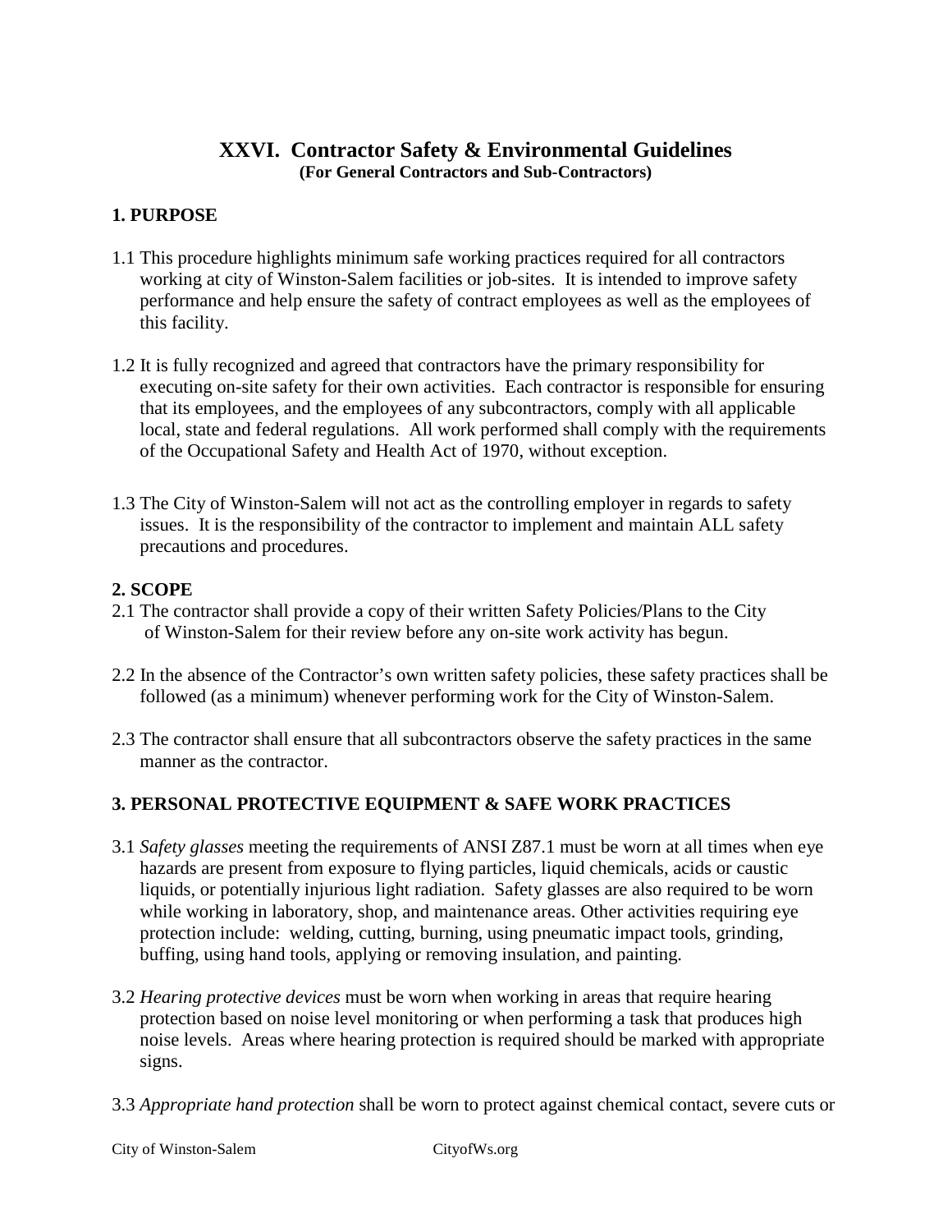# XXVI. Contractor Safety & Environmental Guidelines

**(For General Contractors and Sub-Contractors)**

## 1. PURPOSE

1.1 This procedure highlights minimum safe working practices required for all contractors working at city of Winston-Salem facilities or job-sites. It is intended to improve safety performance and help ensure the safety of contract employees as well as the employees of this facility.

1.2 It is fully recognized and agreed that contractors have the primary responsibility for executing on-site safety for their own activities. Each contractor is responsible for ensuring that its employees, and the employees of any subcontractors, comply with all applicable local, state and federal regulations. All work performed shall comply with the requirements of the Occupational Safety and Health Act of 1970, without exception.

1.3 The City of Winston-Salem will not act as the controlling employer in regards to safety issues. It is the responsibility of the contractor to implement and maintain ALL safety precautions and procedures.

## 2. SCOPE

2.1 The contractor shall provide a copy of their written Safety Policies/Plans to the City of Winston-Salem for their review before any on-site work activity has begun.

2.2 In the absence of the Contractor's own written safety policies, these safety practices shall be followed (as a minimum) whenever performing work for the City of Winston-Salem.

2.3 The contractor shall ensure that all subcontractors observe the safety practices in the same manner as the contractor.

## 3. PERSONAL PROTECTIVE EQUIPMENT & SAFE WORK PRACTICES

3.1 *Safety glasses* meeting the requirements of ANSI Z87.1 must be worn at all times when eye hazards are present from exposure to flying particles, liquid chemicals, acids or caustic liquids, or potentially injurious light radiation. Safety glasses are also required to be worn while working in laboratory, shop, and maintenance areas. Other activities requiring eye protection include: welding, cutting, burning, using pneumatic impact tools, grinding, buffing, using hand tools, applying or removing insulation, and painting.

3.2 *Hearing protective devices* must be worn when working in areas that require hearing protection based on noise level monitoring or when performing a task that produces high noise levels. Areas where hearing protection is required should be marked with appropriate signs.

3.3 *Appropriate hand protection* shall be worn to protect against chemical contact, severe cuts or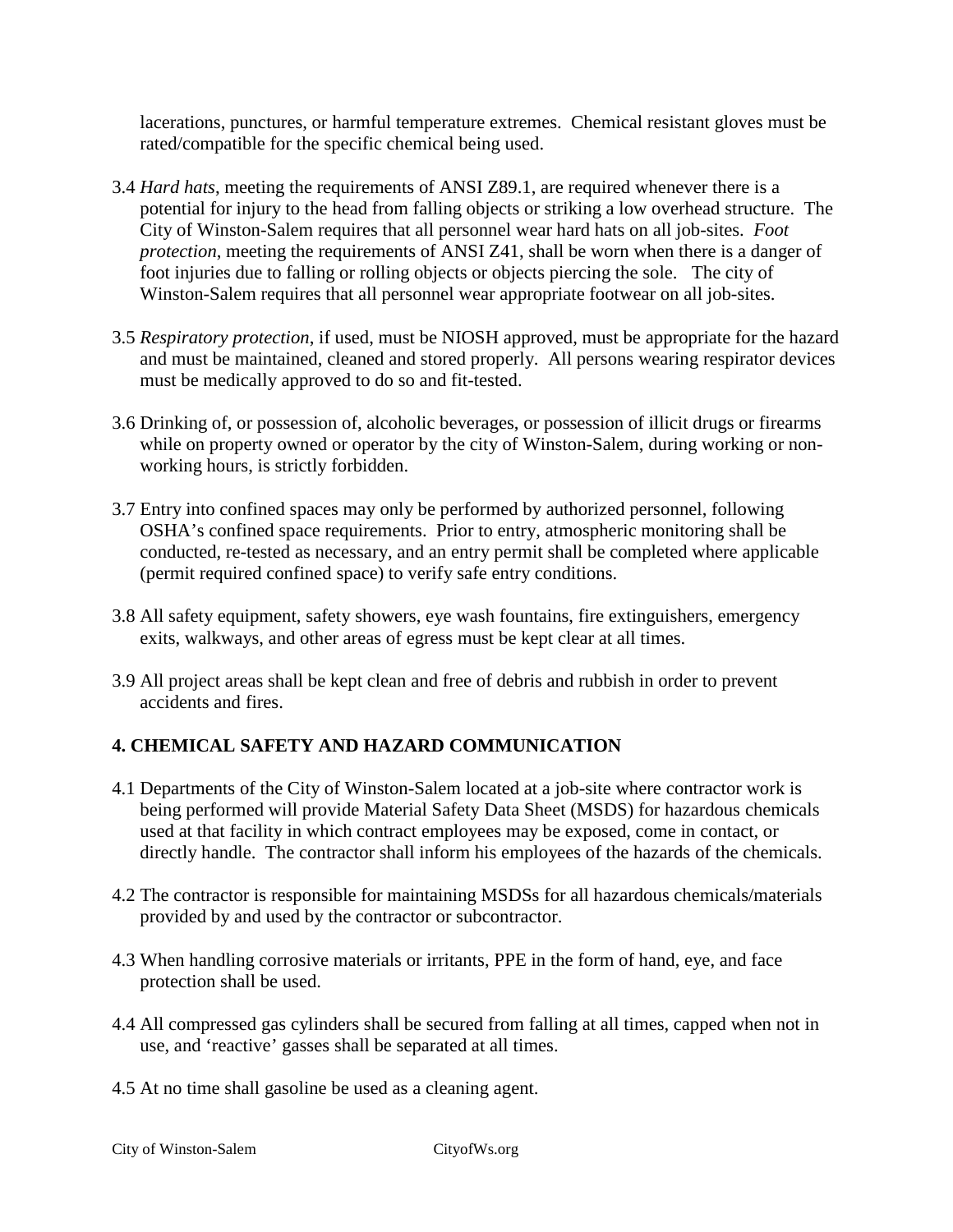lacerations, punctures, or harmful temperature extremes. Chemical resistant gloves must be rated/compatible for the specific chemical being used.

3.4 *Hard hats*, meeting the requirements of ANSI Z89.1, are required whenever there is a potential for injury to the head from falling objects or striking a low overhead structure. The City of Winston-Salem requires that all personnel wear hard hats on all job-sites. *Foot protection*, meeting the requirements of ANSI Z41, shall be worn when there is a danger of foot injuries due to falling or rolling objects or objects piercing the sole. The city of Winston-Salem requires that all personnel wear appropriate footwear on all job-sites.

3.5 *Respiratory protection*, if used, must be NIOSH approved, must be appropriate for the hazard and must be maintained, cleaned and stored properly. All persons wearing respirator devices must be medically approved to do so and fit-tested.

3.6 Drinking of, or possession of, alcoholic beverages, or possession of illicit drugs or firearms while on property owned or operator by the city of Winston-Salem, during working or non-working hours, is strictly forbidden.

3.7 Entry into confined spaces may only be performed by authorized personnel, following OSHA's confined space requirements. Prior to entry, atmospheric monitoring shall be conducted, re-tested as necessary, and an entry permit shall be completed where applicable (permit required confined space) to verify safe entry conditions.

3.8 All safety equipment, safety showers, eye wash fountains, fire extinguishers, emergency exits, walkways, and other areas of egress must be kept clear at all times.

3.9 All project areas shall be kept clean and free of debris and rubbish in order to prevent accidents and fires.

## 4. CHEMICAL SAFETY AND HAZARD COMMUNICATION

4.1 Departments of the City of Winston-Salem located at a job-site where contractor work is being performed will provide Material Safety Data Sheet (MSDS) for hazardous chemicals used at that facility in which contract employees may be exposed, come in contact, or directly handle. The contractor shall inform his employees of the hazards of the chemicals.

4.2 The contractor is responsible for maintaining MSDSs for all hazardous chemicals/materials provided by and used by the contractor or subcontractor.

4.3 When handling corrosive materials or irritants, PPE in the form of hand, eye, and face protection shall be used.

4.4 All compressed gas cylinders shall be secured from falling at all times, capped when not in use, and 'reactive' gasses shall be separated at all times.

4.5 At no time shall gasoline be used as a cleaning agent.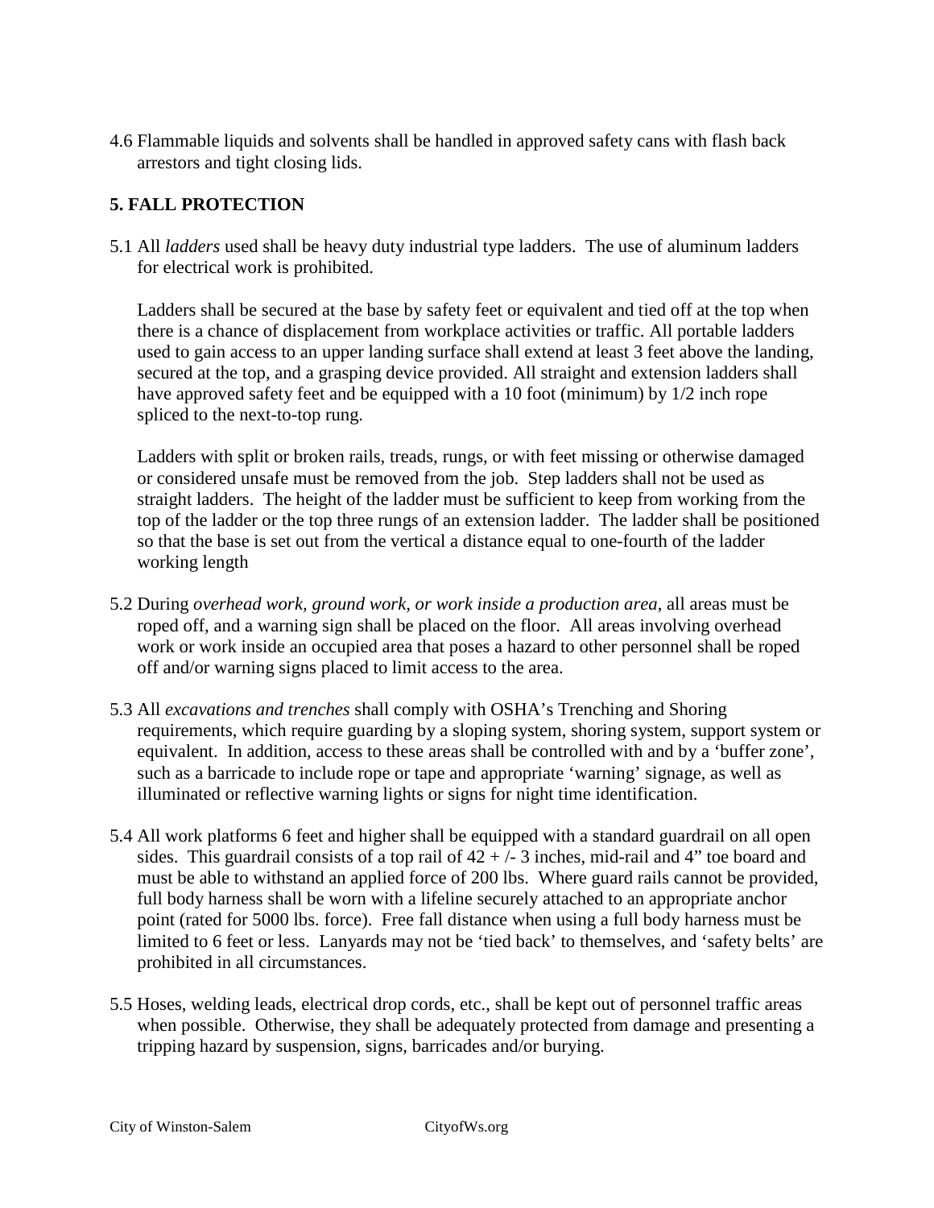4.6 Flammable liquids and solvents shall be handled in approved safety cans with flash back arrestors and tight closing lids.

## 5. FALL PROTECTION

5.1 All *ladders* used shall be heavy duty industrial type ladders. The use of aluminum ladders for electrical work is prohibited.

Ladders shall be secured at the base by safety feet or equivalent and tied off at the top when there is a chance of displacement from workplace activities or traffic. All portable ladders used to gain access to an upper landing surface shall extend at least 3 feet above the landing, secured at the top, and a grasping device provided. All straight and extension ladders shall have approved safety feet and be equipped with a 10 foot (minimum) by 1/2 inch rope spliced to the next-to-top rung.

Ladders with split or broken rails, treads, rungs, or with feet missing or otherwise damaged or considered unsafe must be removed from the job. Step ladders shall not be used as straight ladders. The height of the ladder must be sufficient to keep from working from the top of the ladder or the top three rungs of an extension ladder. The ladder shall be positioned so that the base is set out from the vertical a distance equal to one-fourth of the ladder working length

5.2 During *overhead work, ground work, or work inside a production area*, all areas must be roped off, and a warning sign shall be placed on the floor. All areas involving overhead work or work inside an occupied area that poses a hazard to other personnel shall be roped off and/or warning signs placed to limit access to the area.

5.3 All *excavations and trenches* shall comply with OSHA's Trenching and Shoring requirements, which require guarding by a sloping system, shoring system, support system or equivalent. In addition, access to these areas shall be controlled with and by a 'buffer zone', such as a barricade to include rope or tape and appropriate 'warning' signage, as well as illuminated or reflective warning lights or signs for night time identification.

5.4 All work platforms 6 feet and higher shall be equipped with a standard guardrail on all open sides. This guardrail consists of a top rail of 42 + /- 3 inches, mid-rail and 4" toe board and must be able to withstand an applied force of 200 lbs. Where guard rails cannot be provided, full body harness shall be worn with a lifeline securely attached to an appropriate anchor point (rated for 5000 lbs. force). Free fall distance when using a full body harness must be limited to 6 feet or less. Lanyards may not be 'tied back' to themselves, and 'safety belts' are prohibited in all circumstances.

5.5 Hoses, welding leads, electrical drop cords, etc., shall be kept out of personnel traffic areas when possible. Otherwise, they shall be adequately protected from damage and presenting a tripping hazard by suspension, signs, barricades and/or burying.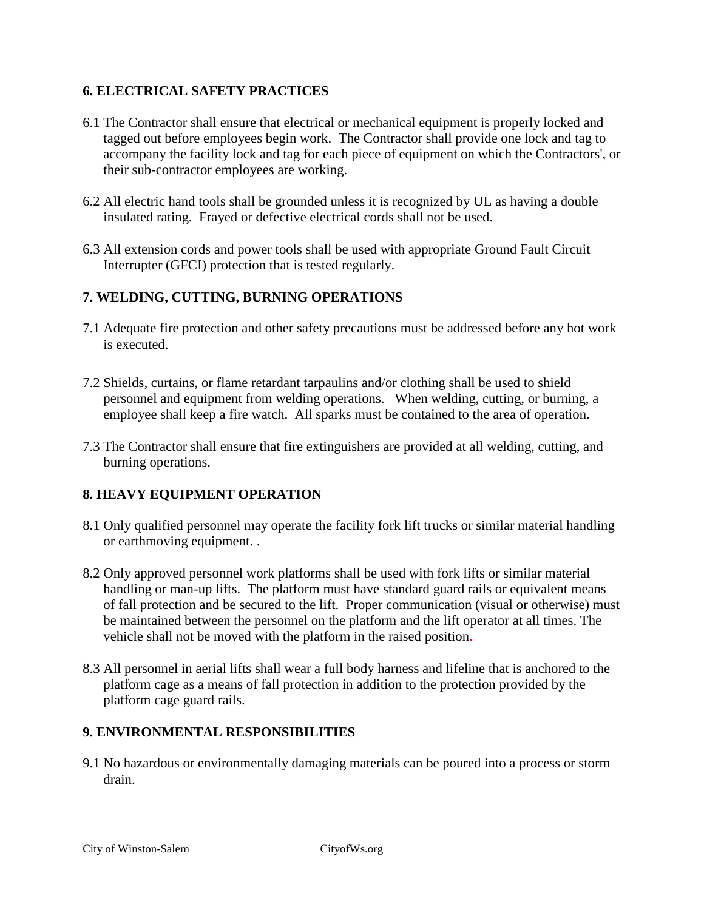## 6. ELECTRICAL SAFETY PRACTICES

6.1 The Contractor shall ensure that electrical or mechanical equipment is properly locked and tagged out before employees begin work. The Contractor shall provide one lock and tag to accompany the facility lock and tag for each piece of equipment on which the Contractors', or their sub-contractor employees are working.

6.2 All electric hand tools shall be grounded unless it is recognized by UL as having a double insulated rating. Frayed or defective electrical cords shall not be used.

6.3 All extension cords and power tools shall be used with appropriate Ground Fault Circuit Interrupter (GFCI) protection that is tested regularly.

## 7. WELDING, CUTTING, BURNING OPERATIONS

7.1 Adequate fire protection and other safety precautions must be addressed before any hot work is executed.

7.2 Shields, curtains, or flame retardant tarpaulins and/or clothing shall be used to shield personnel and equipment from welding operations. When welding, cutting, or burning, a employee shall keep a fire watch. All sparks must be contained to the area of operation.

7.3 The Contractor shall ensure that fire extinguishers are provided at all welding, cutting, and burning operations.

## 8. HEAVY EQUIPMENT OPERATION

8.1 Only qualified personnel may operate the facility fork lift trucks or similar material handling or earthmoving equipment. .

8.2 Only approved personnel work platforms shall be used with fork lifts or similar material handling or man-up lifts. The platform must have standard guard rails or equivalent means of fall protection and be secured to the lift. Proper communication (visual or otherwise) must be maintained between the personnel on the platform and the lift operator at all times. The vehicle shall not be moved with the platform in the raised position.

8.3 All personnel in aerial lifts shall wear a full body harness and lifeline that is anchored to the platform cage as a means of fall protection in addition to the protection provided by the platform cage guard rails.

## 9. ENVIRONMENTAL RESPONSIBILITIES

9.1 No hazardous or environmentally damaging materials can be poured into a process or storm drain.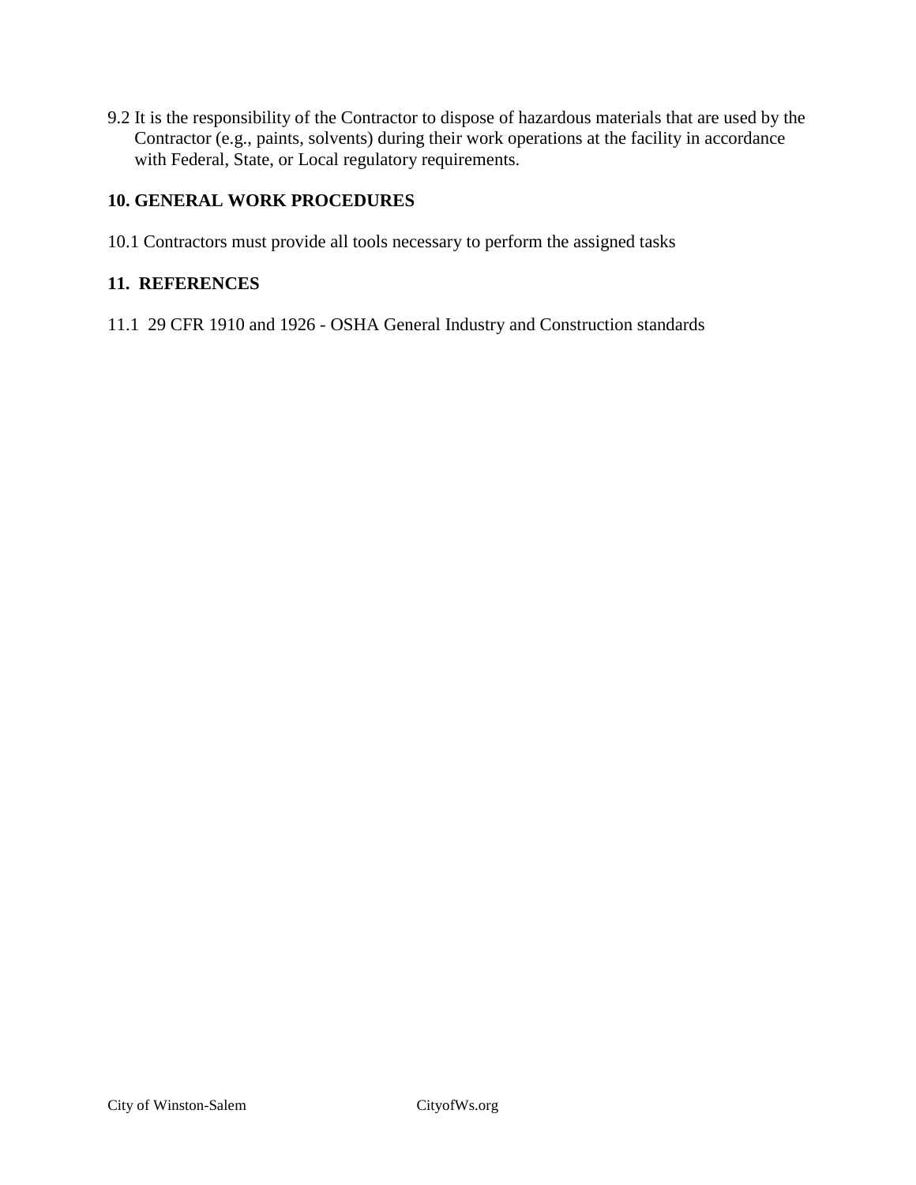9.2 It is the responsibility of the Contractor to dispose of hazardous materials that are used by the Contractor (e.g., paints, solvents) during their work operations at the facility in accordance with Federal, State, or Local regulatory requirements.

## 10. GENERAL WORK PROCEDURES

10.1 Contractors must provide all tools necessary to perform the assigned tasks

## 11. REFERENCES

11.1 29 CFR 1910 and 1926 - OSHA General Industry and Construction standards